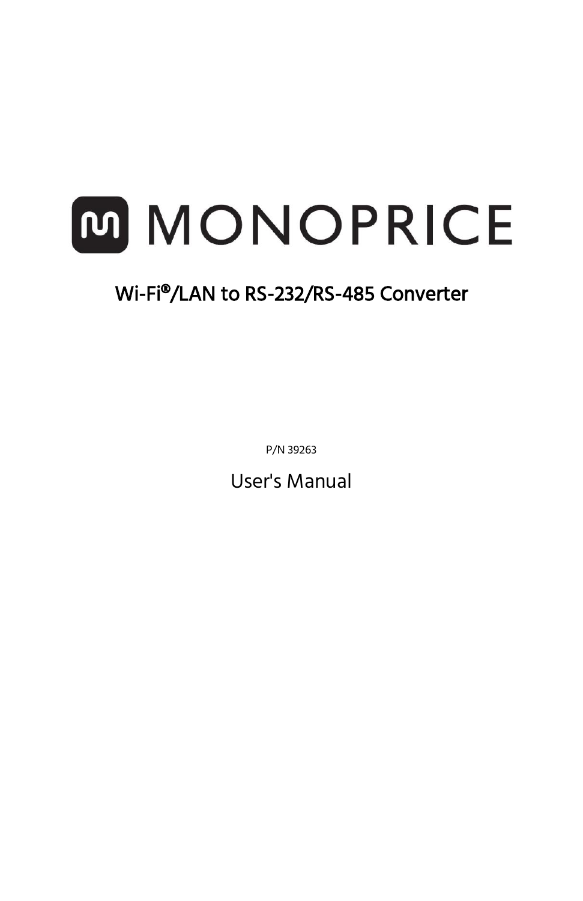# MONOPRICE

## Wi-Fi®/LAN to RS-232/RS-485 Converter

P/N 39263

User's Manual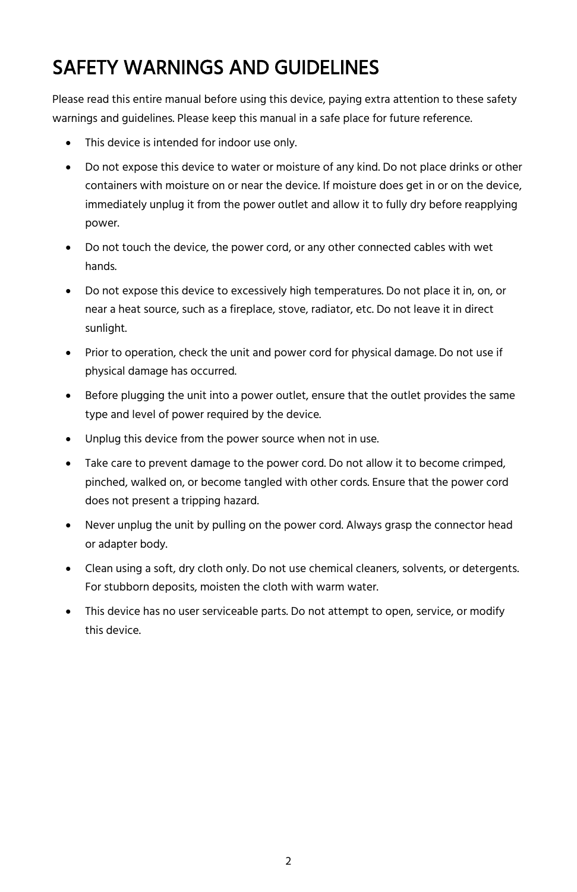# SAFETY WARNINGS AND GUIDELINES

Please read this entire manual before using this device, paying extra attention to these safety warnings and guidelines. Please keep this manual in a safe place for future reference.

- This device is intended for indoor use only.
- Do not expose this device to water or moisture of any kind. Do not place drinks or other containers with moisture on or near the device. If moisture does get in or on the device, immediately unplug it from the power outlet and allow it to fully dry before reapplying power.
- Do not touch the device, the power cord, or any other connected cables with wet hands.
- Do not expose this device to excessively high temperatures. Do not place it in, on, or near a heat source, such as a fireplace, stove, radiator, etc. Do not leave it in direct sunlight.
- Prior to operation, check the unit and power cord for physical damage. Do not use if physical damage has occurred.
- Before plugging the unit into a power outlet, ensure that the outlet provides the same type and level of power required by the device.
- Unplug this device from the power source when not in use.
- Take care to prevent damage to the power cord. Do not allow it to become crimped, pinched, walked on, or become tangled with other cords. Ensure that the power cord does not present a tripping hazard.
- Never unplug the unit by pulling on the power cord. Always grasp the connector head or adapter body.
- Clean using a soft, dry cloth only. Do not use chemical cleaners, solvents, or detergents. For stubborn deposits, moisten the cloth with warm water.
- This device has no user serviceable parts. Do not attempt to open, service, or modify this device.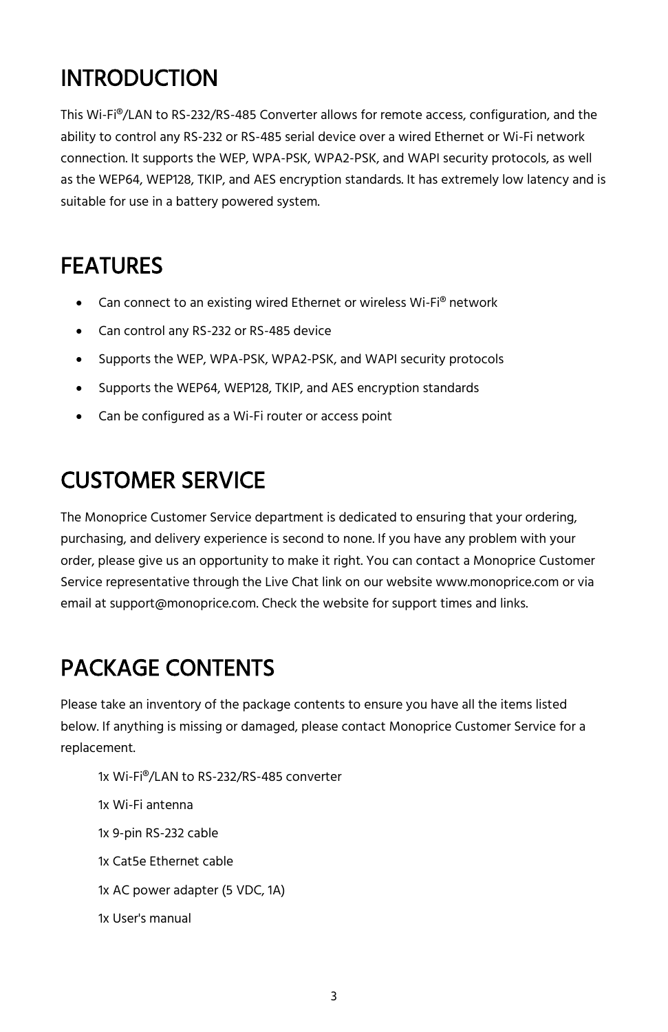# INTRODUCTION

This Wi-Fi®/LAN to RS-232/RS-485 Converter allows for remote access, configuration, and the ability to control any RS-232 or RS-485 serial device over a wired Ethernet or Wi-Fi network connection. It supports the WEP, WPA-PSK, WPA2-PSK, and WAPI security protocols, as well as the WEP64, WEP128, TKIP, and AES encryption standards. It has extremely low latency and is suitable for use in a battery powered system.

# FEATURES

- Can connect to an existing wired Ethernet or wireless Wi-Fi® network
- Can control any RS-232 or RS-485 device
- Supports the WEP, WPA-PSK, WPA2-PSK, and WAPI security protocols
- Supports the WEP64, WEP128, TKIP, and AES encryption standards
- Can be configured as a Wi-Fi router or access point

# CUSTOMER SERVICE

The Monoprice Customer Service department is dedicated to ensuring that your ordering, purchasing, and delivery experience is second to none. If you have any problem with your order, please give us an opportunity to make it right. You can contact a Monoprice Customer Service representative through the Live Chat link on our website www.monoprice.com or via email at support@monoprice.com. Check the website for support times and links.

# PACKAGE CONTENTS

Please take an inventory of the package contents to ensure you have all the items listed below. If anything is missing or damaged, please contact Monoprice Customer Service for a replacement.

1x Wi-Fi®/LAN to RS-232/RS-485 converter

1x Wi-Fi antenna

1x 9-pin RS-232 cable

1x Cat5e Ethernet cable

1x AC power adapter (5 VDC, 1A)

1x User's manual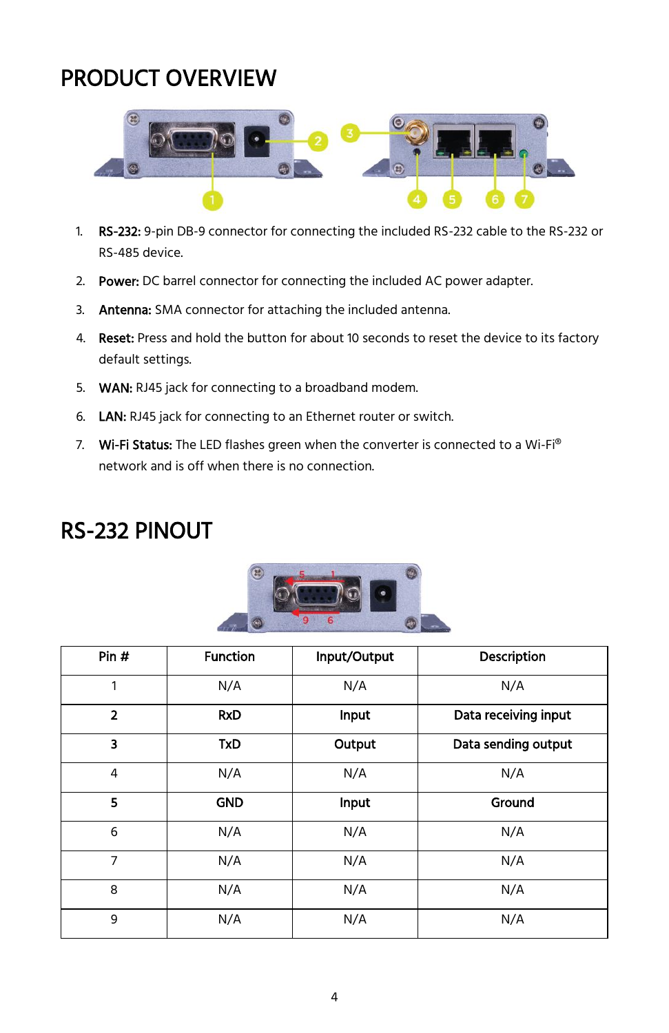# PRODUCT OVERVIEW

1. **RS-232:** 9-pin DB-9 connector for connecting the included RS-232 cable to the RS-232 or RS-485 device.
2. **Power:** DC barrel connector for connecting the included AC power adapter.
3. **Antenna:** SMA connector for attaching the included antenna.
4. **Reset:** Press and hold the button for about 10 seconds to reset the device to its factory default settings.
5. **WAN:** RJ45 jack for connecting to a broadband modem.
6. **LAN:** RJ45 jack for connecting to an Ethernet router or switch.
7. **Wi-Fi Status:** The LED flashes green when the converter is connected to a Wi-Fi® network and is off when there is no connection.

# RS-232 PINOUT

| Pin # | Function | Input/Output | Description |
|---|---|---|---|
| 1 | N/A | N/A | N/A |
| **2** | **RxD** | **Input** | **Data receiving input** |
| **3** | **TxD** | **Output** | **Data sending output** |
| 4 | N/A | N/A | N/A |
| **5** | **GND** | **Input** | **Ground** |
| 6 | N/A | N/A | N/A |
| 7 | N/A | N/A | N/A |
| 8 | N/A | N/A | N/A |
| 9 | N/A | N/A | N/A |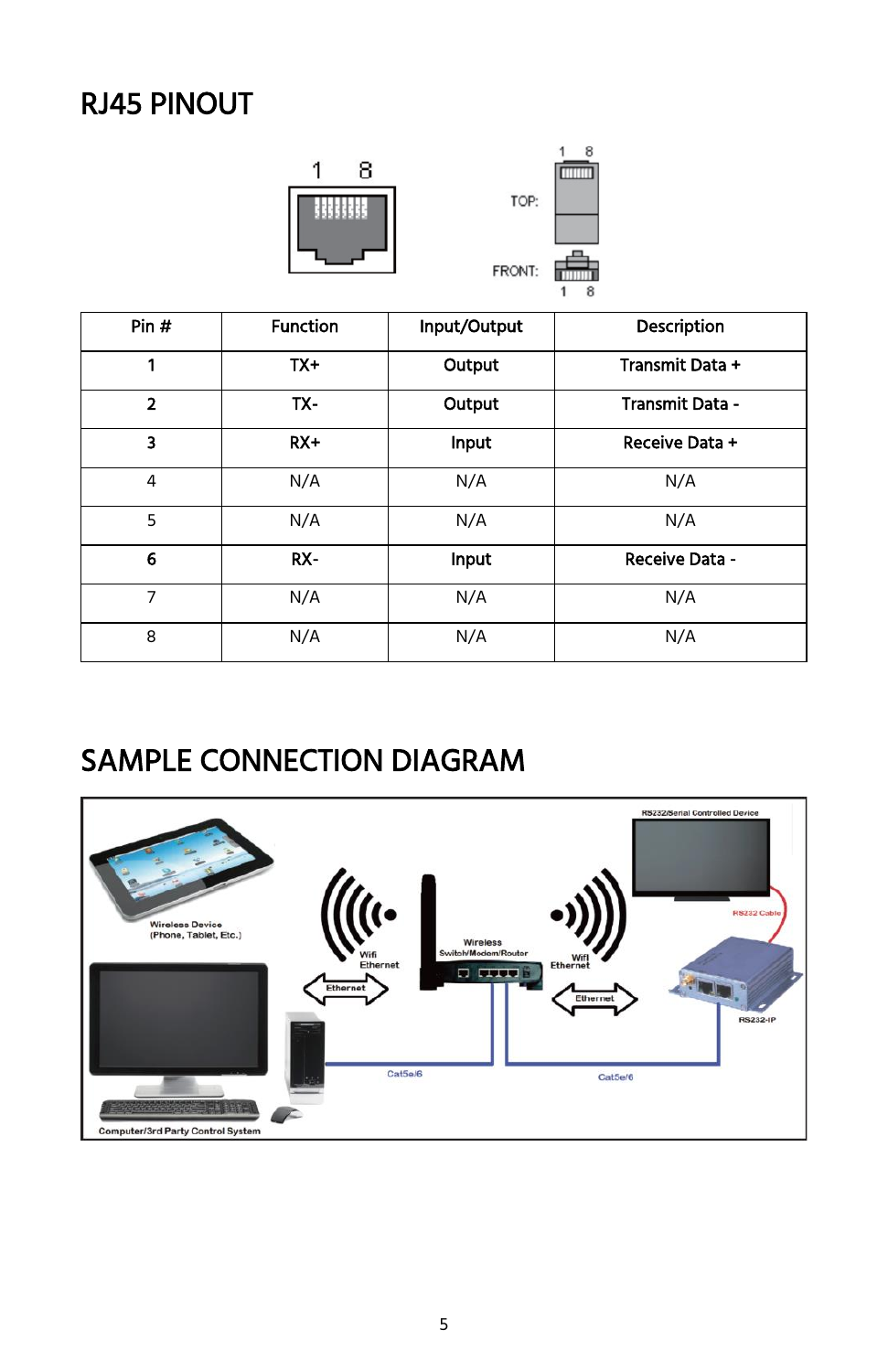# RJ45 PINOUT

| Pin # | Function | Input/Output | Description |
|---|---|---|---|
| **1** | **TX+** | **Output** | **Transmit Data +** |
| **2** | **TX-** | **Output** | **Transmit Data -** |
| **3** | **RX+** | **Input** | **Receive Data +** |
| 4 | N/A | N/A | N/A |
| 5 | N/A | N/A | N/A |
| **6** | **RX-** | **Input** | **Receive Data -** |
| 7 | N/A | N/A | N/A |
| 8 | N/A | N/A | N/A |

# SAMPLE CONNECTION DIAGRAM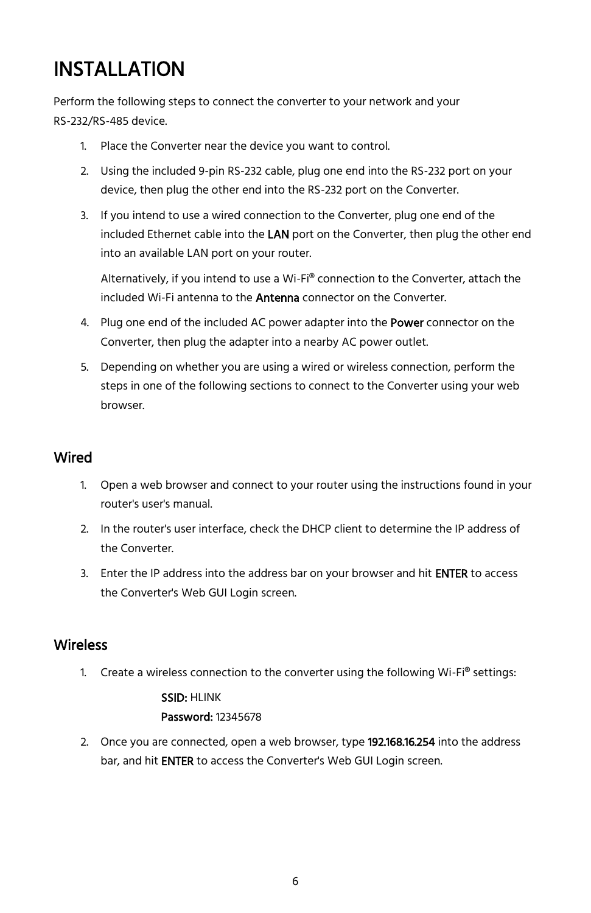# INSTALLATION

Perform the following steps to connect the converter to your network and your RS-232/RS-485 device.

1. Place the Converter near the device you want to control.
2. Using the included 9-pin RS-232 cable, plug one end into the RS-232 port on your device, then plug the other end into the RS-232 port on the Converter.
3. If you intend to use a wired connection to the Converter, plug one end of the included Ethernet cable into the **LAN** port on the Converter, then plug the other end into an available LAN port on your router.

   Alternatively, if you intend to use a Wi-Fi® connection to the Converter, attach the included Wi-Fi antenna to the **Antenna** connector on the Converter.
4. Plug one end of the included AC power adapter into the **Power** connector on the Converter, then plug the adapter into a nearby AC power outlet.
5. Depending on whether you are using a wired or wireless connection, perform the steps in one of the following sections to connect to the Converter using your web browser.

## Wired

1. Open a web browser and connect to your router using the instructions found in your router's user's manual.
2. In the router's user interface, check the DHCP client to determine the IP address of the Converter.
3. Enter the IP address into the address bar on your browser and hit **ENTER** to access the Converter's Web GUI Login screen.

## Wireless

1. Create a wireless connection to the converter using the following Wi-Fi® settings:

   **SSID:** HLINK
   **Password:** 12345678
2. Once you are connected, open a web browser, type **192.168.16.254** into the address bar, and hit **ENTER** to access the Converter's Web GUI Login screen.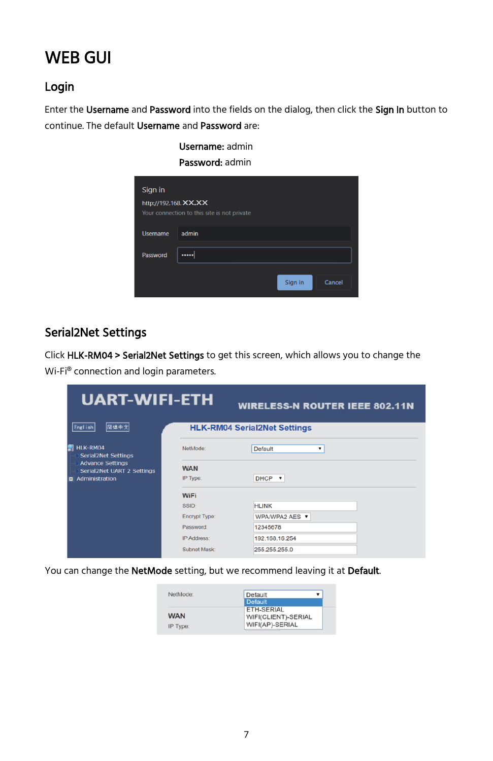# WEB GUI

## Login

Enter the **Username** and **Password** into the fields on the dialog, then click the **Sign In** button to continue. The default **Username** and **Password** are:

**Username:** admin
**Password:** admin

## Serial2Net Settings

Click **HLK-RM04 > Serial2Net Settings** to get this screen, which allows you to change the Wi-Fi® connection and login parameters.

You can change the **NetMode** setting, but we recommend leaving it at **Default**.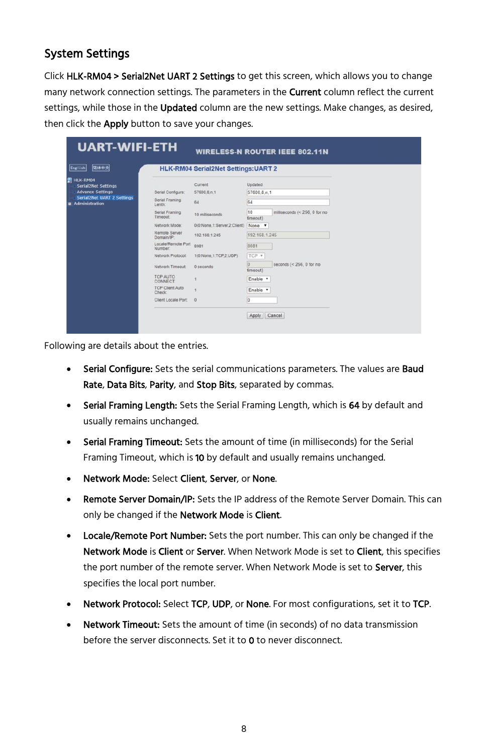## System Settings

Click **HLK-RM04 > Serial2Net UART 2 Settings** to get this screen, which allows you to change many network connection settings. The parameters in the **Current** column reflect the current settings, while those in the **Updated** column are the new settings. Make changes, as desired, then click the **Apply** button to save your changes.

Following are details about the entries.

- **Serial Configure:** Sets the serial communications parameters. The values are **Baud Rate**, **Data Bits**, **Parity**, and **Stop Bits**, separated by commas.
- **Serial Framing Length:** Sets the Serial Framing Length, which is **64** by default and usually remains unchanged.
- **Serial Framing Timeout:** Sets the amount of time (in milliseconds) for the Serial Framing Timeout, which is **10** by default and usually remains unchanged.
- **Network Mode:** Select **Client**, **Server**, or **None**.
- **Remote Server Domain/IP:** Sets the IP address of the Remote Server Domain. This can only be changed if the **Network Mode** is **Client**.
- **Locale/Remote Port Number:** Sets the port number. This can only be changed if the **Network Mode** is **Client** or **Server**. When Network Mode is set to **Client**, this specifies the port number of the remote server. When Network Mode is set to **Server**, this specifies the local port number.
- **Network Protocol:** Select **TCP**, **UDP**, or **None**. For most configurations, set it to **TCP**.
- **Network Timeout:** Sets the amount of time (in seconds) of no data transmission before the server disconnects. Set it to **0** to never disconnect.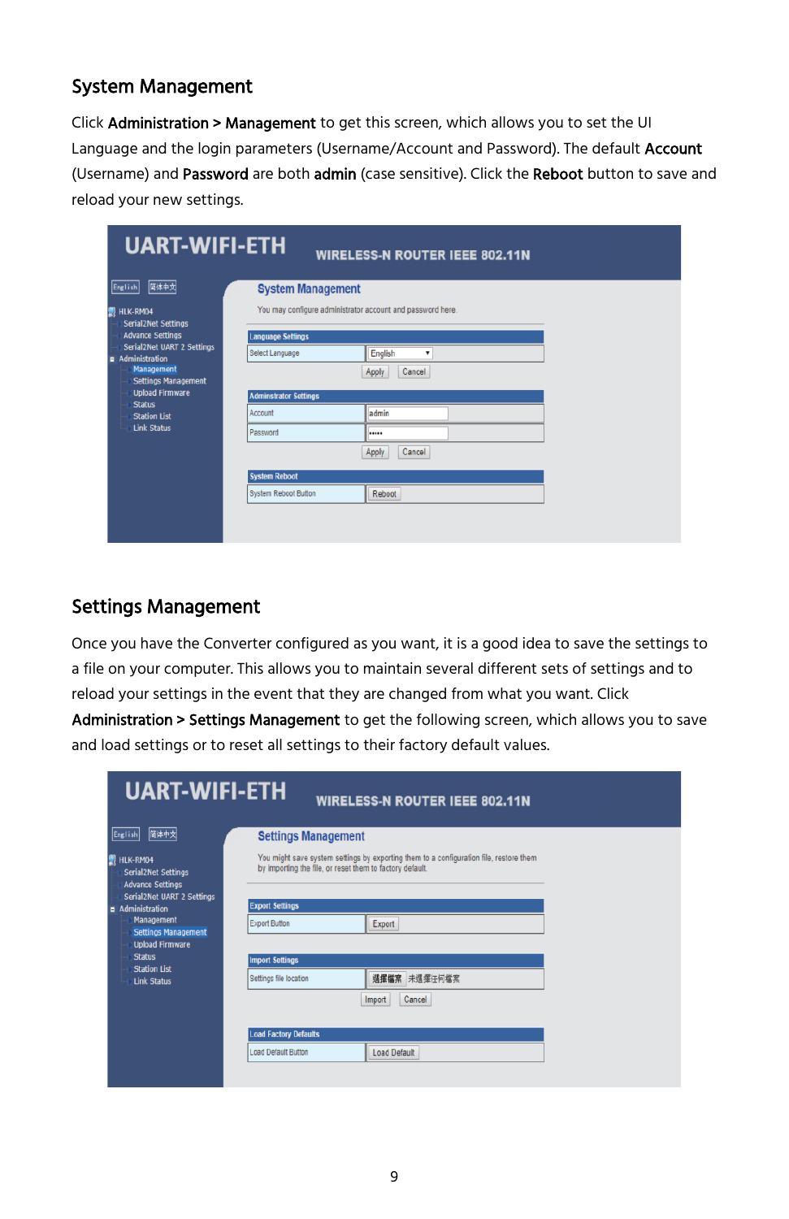## System Management

Click **Administration > Management** to get this screen, which allows you to set the UI Language and the login parameters (Username/Account and Password). The default **Account** (Username) and **Password** are both **admin** (case sensitive). Click the **Reboot** button to save and reload your new settings.

## Settings Management

Once you have the Converter configured as you want, it is a good idea to save the settings to a file on your computer. This allows you to maintain several different sets of settings and to reload your settings in the event that they are changed from what you want. Click **Administration > Settings Management** to get the following screen, which allows you to save and load settings or to reset all settings to their factory default values.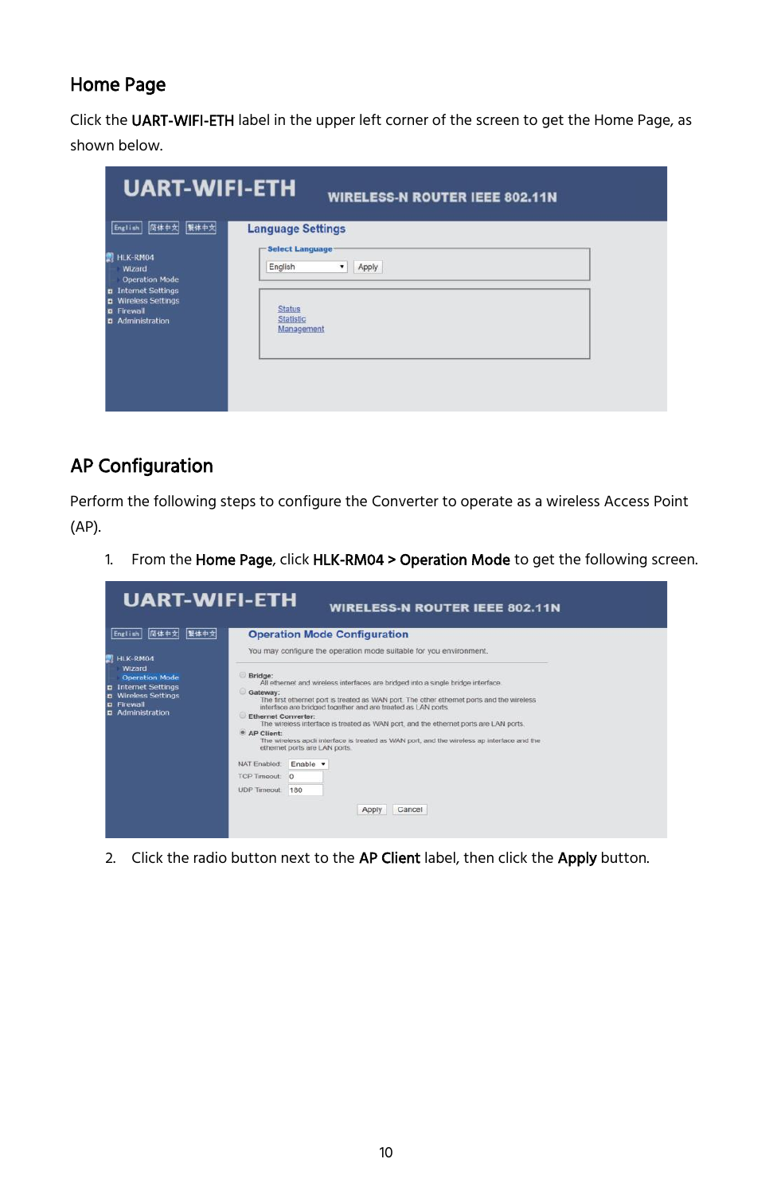## Home Page

Click the **UART-WIFI-ETH** label in the upper left corner of the screen to get the Home Page, as shown below.

## AP Configuration

Perform the following steps to configure the Converter to operate as a wireless Access Point (AP).

1. From the **Home Page**, click **HLK-RM04 > Operation Mode** to get the following screen.

2. Click the radio button next to the **AP Client** label, then click the **Apply** button.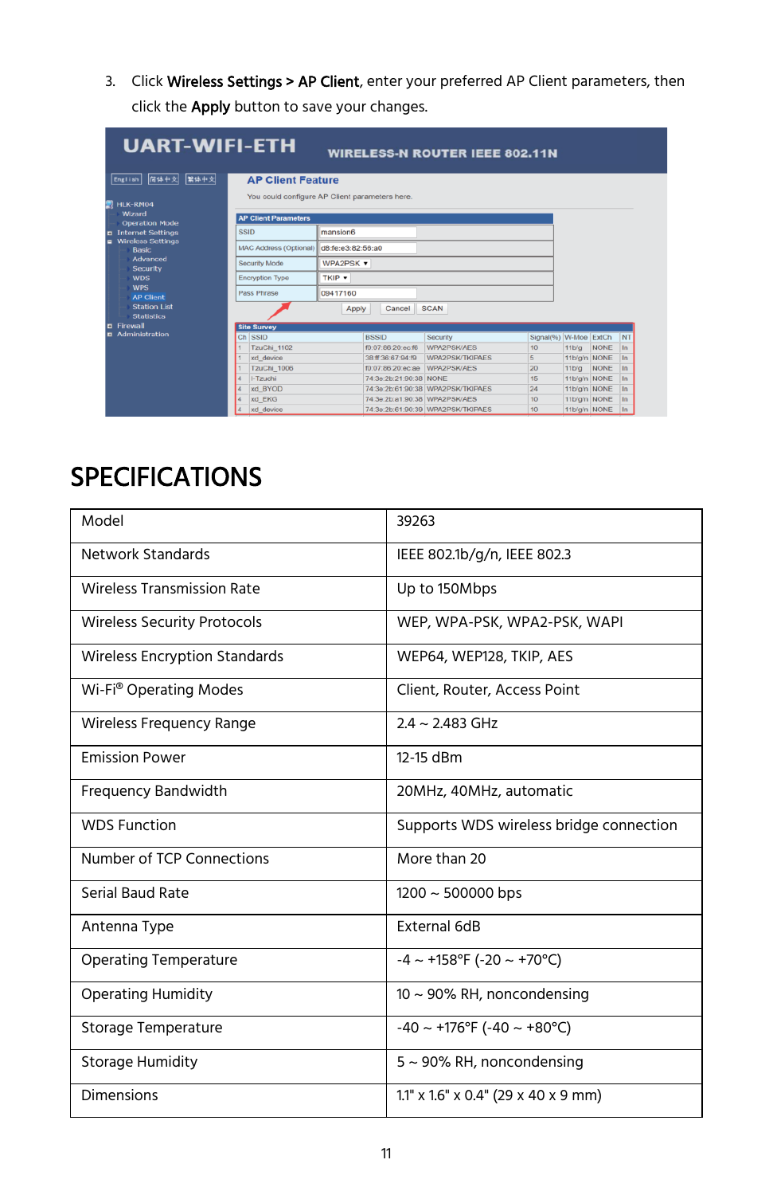3. Click **Wireless Settings > AP Client**, enter your preferred AP Client parameters, then click the **Apply** button to save your changes.

# SPECIFICATIONS

| Model | 39263 |
|---|---|
| Network Standards | IEEE 802.1b/g/n, IEEE 802.3 |
| Wireless Transmission Rate | Up to 150Mbps |
| Wireless Security Protocols | WEP, WPA-PSK, WPA2-PSK, WAPI |
| Wireless Encryption Standards | WEP64, WEP128, TKIP, AES |
| Wi-Fi® Operating Modes | Client, Router, Access Point |
| Wireless Frequency Range | 2.4 ~ 2.483 GHz |
| Emission Power | 12-15 dBm |
| Frequency Bandwidth | 20MHz, 40MHz, automatic |
| WDS Function | Supports WDS wireless bridge connection |
| Number of TCP Connections | More than 20 |
| Serial Baud Rate | 1200 ~ 500000 bps |
| Antenna Type | External 6dB |
| Operating Temperature | -4 ~ +158°F (-20 ~ +70°C) |
| Operating Humidity | 10 ~ 90% RH, noncondensing |
| Storage Temperature | -40 ~ +176°F (-40 ~ +80°C) |
| Storage Humidity | 5 ~ 90% RH, noncondensing |
| Dimensions | 1.1" x 1.6" x 0.4" (29 x 40 x 9 mm) |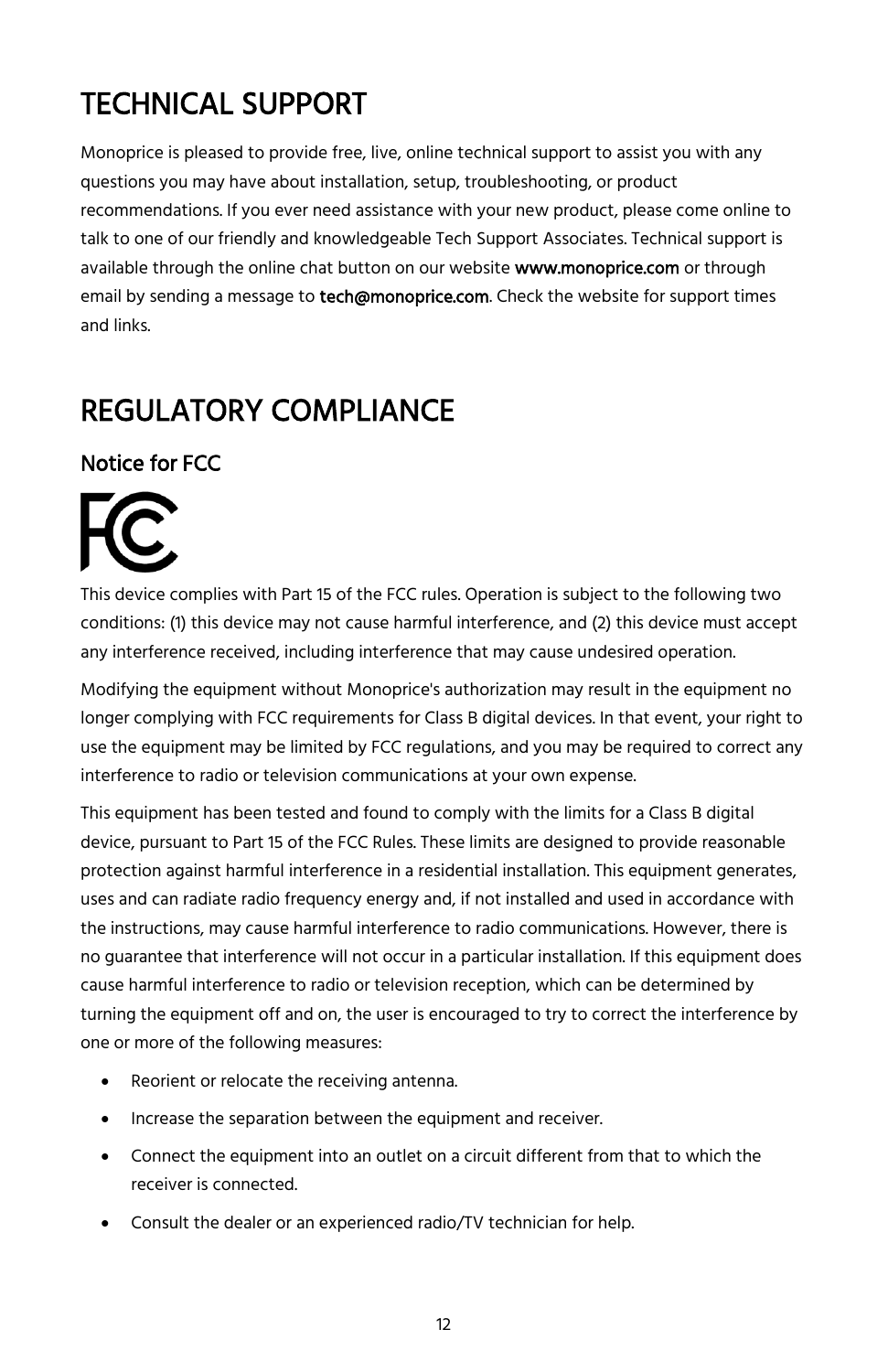# TECHNICAL SUPPORT

Monoprice is pleased to provide free, live, online technical support to assist you with any questions you may have about installation, setup, troubleshooting, or product recommendations. If you ever need assistance with your new product, please come online to talk to one of our friendly and knowledgeable Tech Support Associates. Technical support is available through the online chat button on our website **www.monoprice.com** or through email by sending a message to **tech@monoprice.com**. Check the website for support times and links.

# REGULATORY COMPLIANCE

## Notice for FCC

This device complies with Part 15 of the FCC rules. Operation is subject to the following two conditions: (1) this device may not cause harmful interference, and (2) this device must accept any interference received, including interference that may cause undesired operation.

Modifying the equipment without Monoprice's authorization may result in the equipment no longer complying with FCC requirements for Class B digital devices. In that event, your right to use the equipment may be limited by FCC regulations, and you may be required to correct any interference to radio or television communications at your own expense.

This equipment has been tested and found to comply with the limits for a Class B digital device, pursuant to Part 15 of the FCC Rules. These limits are designed to provide reasonable protection against harmful interference in a residential installation. This equipment generates, uses and can radiate radio frequency energy and, if not installed and used in accordance with the instructions, may cause harmful interference to radio communications. However, there is no guarantee that interference will not occur in a particular installation. If this equipment does cause harmful interference to radio or television reception, which can be determined by turning the equipment off and on, the user is encouraged to try to correct the interference by one or more of the following measures:

- Reorient or relocate the receiving antenna.
- Increase the separation between the equipment and receiver.
- Connect the equipment into an outlet on a circuit different from that to which the receiver is connected.
- Consult the dealer or an experienced radio/TV technician for help.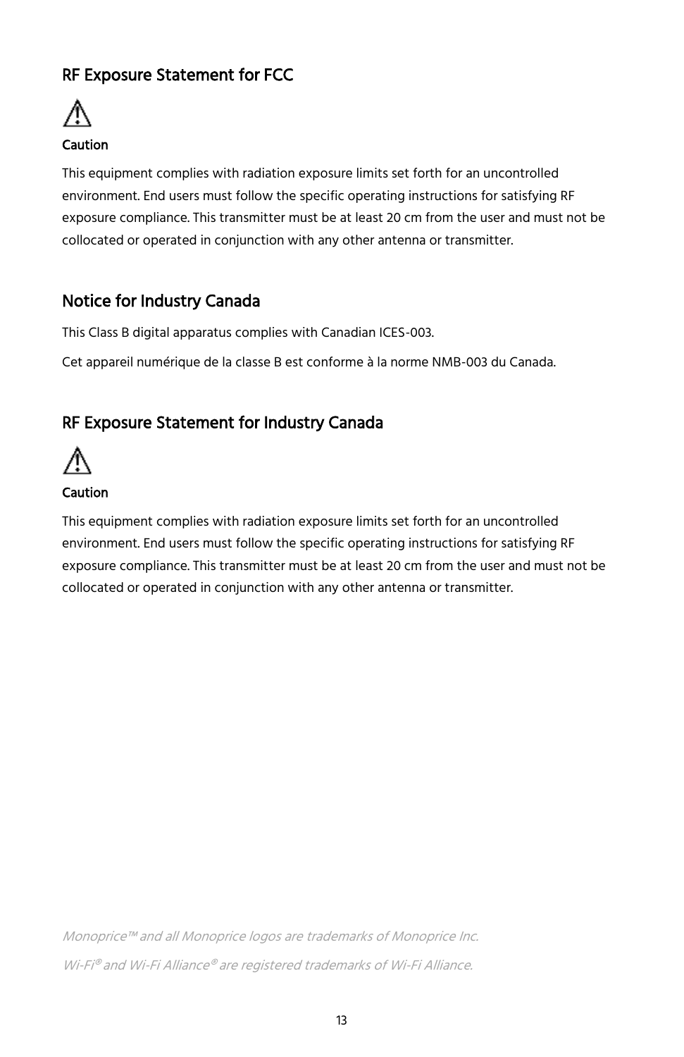## RF Exposure Statement for FCC

**Caution**

This equipment complies with radiation exposure limits set forth for an uncontrolled environment. End users must follow the specific operating instructions for satisfying RF exposure compliance. This transmitter must be at least 20 cm from the user and must not be collocated or operated in conjunction with any other antenna or transmitter.

## Notice for Industry Canada

This Class B digital apparatus complies with Canadian ICES-003.

Cet appareil numérique de la classe B est conforme à la norme NMB-003 du Canada.

## RF Exposure Statement for Industry Canada

**Caution**

This equipment complies with radiation exposure limits set forth for an uncontrolled environment. End users must follow the specific operating instructions for satisfying RF exposure compliance. This transmitter must be at least 20 cm from the user and must not be collocated or operated in conjunction with any other antenna or transmitter.

*Monoprice™ and all Monoprice logos are trademarks of Monoprice Inc.*

*Wi-Fi® and Wi-Fi Alliance® are registered trademarks of Wi-Fi Alliance.*